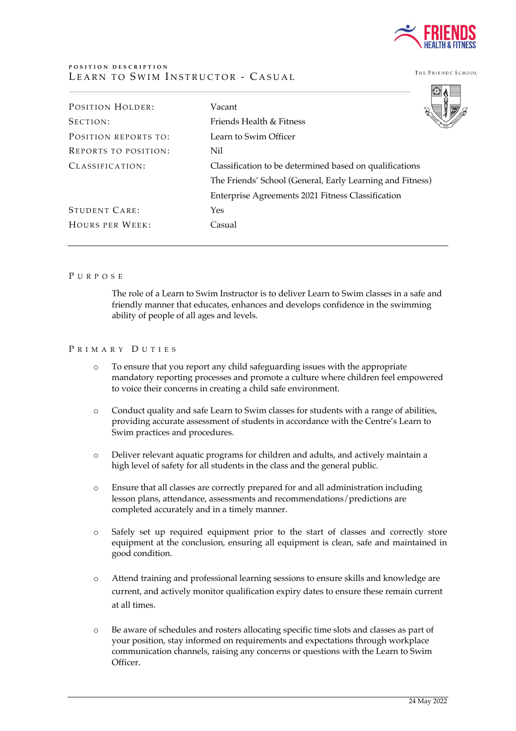POSITION DESCRIPTION

# Learn to Swim Instructor - Casual

| | |
|---|---|
| Position Holder: | Vacant |
| Section: | Friends Health & Fitness |
| Position reports to: | Learn to Swim Officer |
| Reports to position: | Nil |
| Classification: | Classification to be determined based on qualifications<br>The Friends' School (General, Early Learning and Fitness)<br>Enterprise Agreements 2021 Fitness Classification |
| Student Care: | Yes |
| Hours per Week: | Casual |

## Purpose

The role of a Learn to Swim Instructor is to deliver Learn to Swim classes in a safe and friendly manner that educates, enhances and develops confidence in the swimming ability of people of all ages and levels.

## Primary Duties

- To ensure that you report any child safeguarding issues with the appropriate mandatory reporting processes and promote a culture where children feel empowered to voice their concerns in creating a child safe environment.
- Conduct quality and safe Learn to Swim classes for students with a range of abilities, providing accurate assessment of students in accordance with the Centre's Learn to Swim practices and procedures.
- Deliver relevant aquatic programs for children and adults, and actively maintain a high level of safety for all students in the class and the general public.
- Ensure that all classes are correctly prepared for and all administration including lesson plans, attendance, assessments and recommendations/predictions are completed accurately and in a timely manner.
- Safely set up required equipment prior to the start of classes and correctly store equipment at the conclusion, ensuring all equipment is clean, safe and maintained in good condition.
- Attend training and professional learning sessions to ensure skills and knowledge are current, and actively monitor qualification expiry dates to ensure these remain current at all times.
- Be aware of schedules and rosters allocating specific time slots and classes as part of your position, stay informed on requirements and expectations through workplace communication channels, raising any concerns or questions with the Learn to Swim Officer.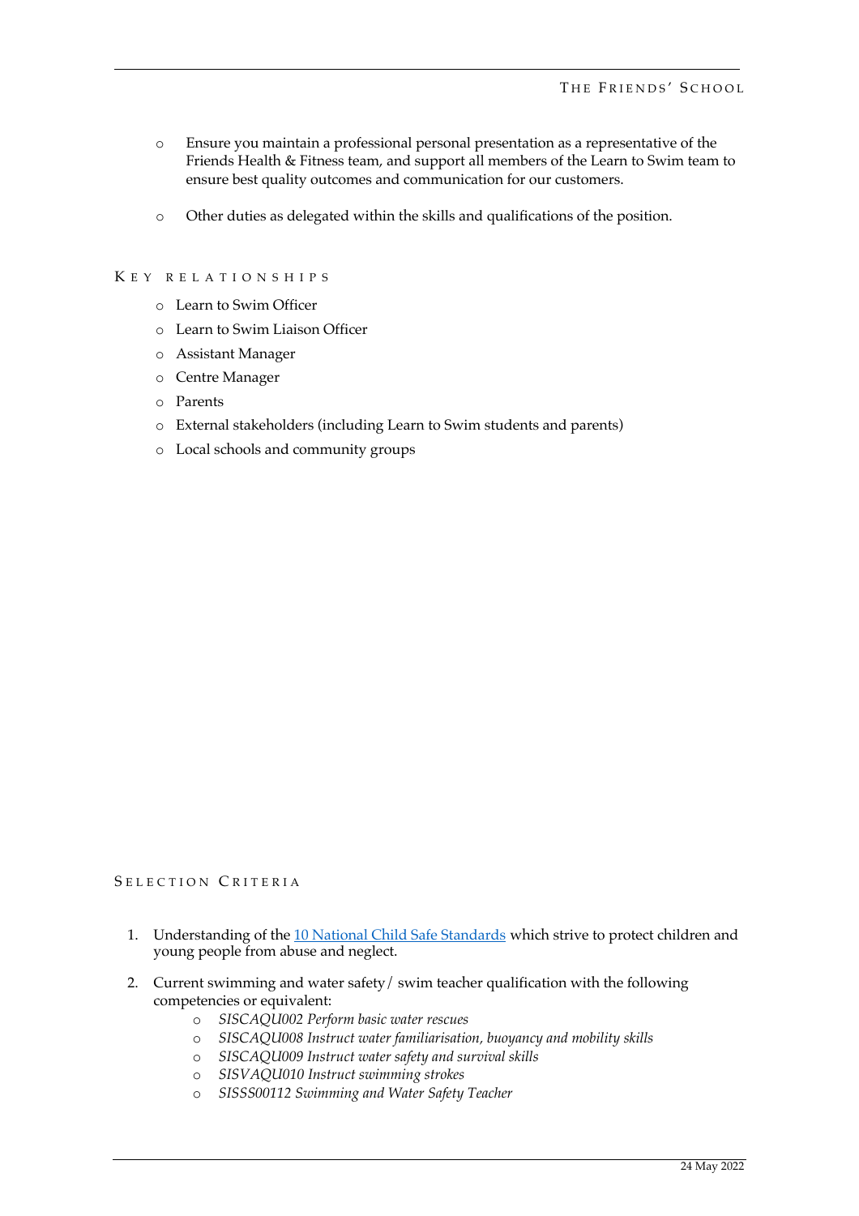- Ensure you maintain a professional personal presentation as a representative of the Friends Health & Fitness team, and support all members of the Learn to Swim team to ensure best quality outcomes and communication for our customers.

- Other duties as delegated within the skills and qualifications of the position.

## Key Relationships

- Learn to Swim Officer
- Learn to Swim Liaison Officer
- Assistant Manager
- Centre Manager
- Parents
- External stakeholders (including Learn to Swim students and parents)
- Local schools and community groups

## Selection Criteria

1. Understanding of the [10 National Child Safe Standards] which strive to protect children and young people from abuse and neglect.

2. Current swimming and water safety / swim teacher qualification with the following competencies or equivalent:
   - *SISCAQU002 Perform basic water rescues*
   - *SISCAQU008 Instruct water familiarisation, buoyancy and mobility skills*
   - *SISCAQU009 Instruct water safety and survival skills*
   - *SISVAQU010 Instruct swimming strokes*
   - *SISSS00112 Swimming and Water Safety Teacher*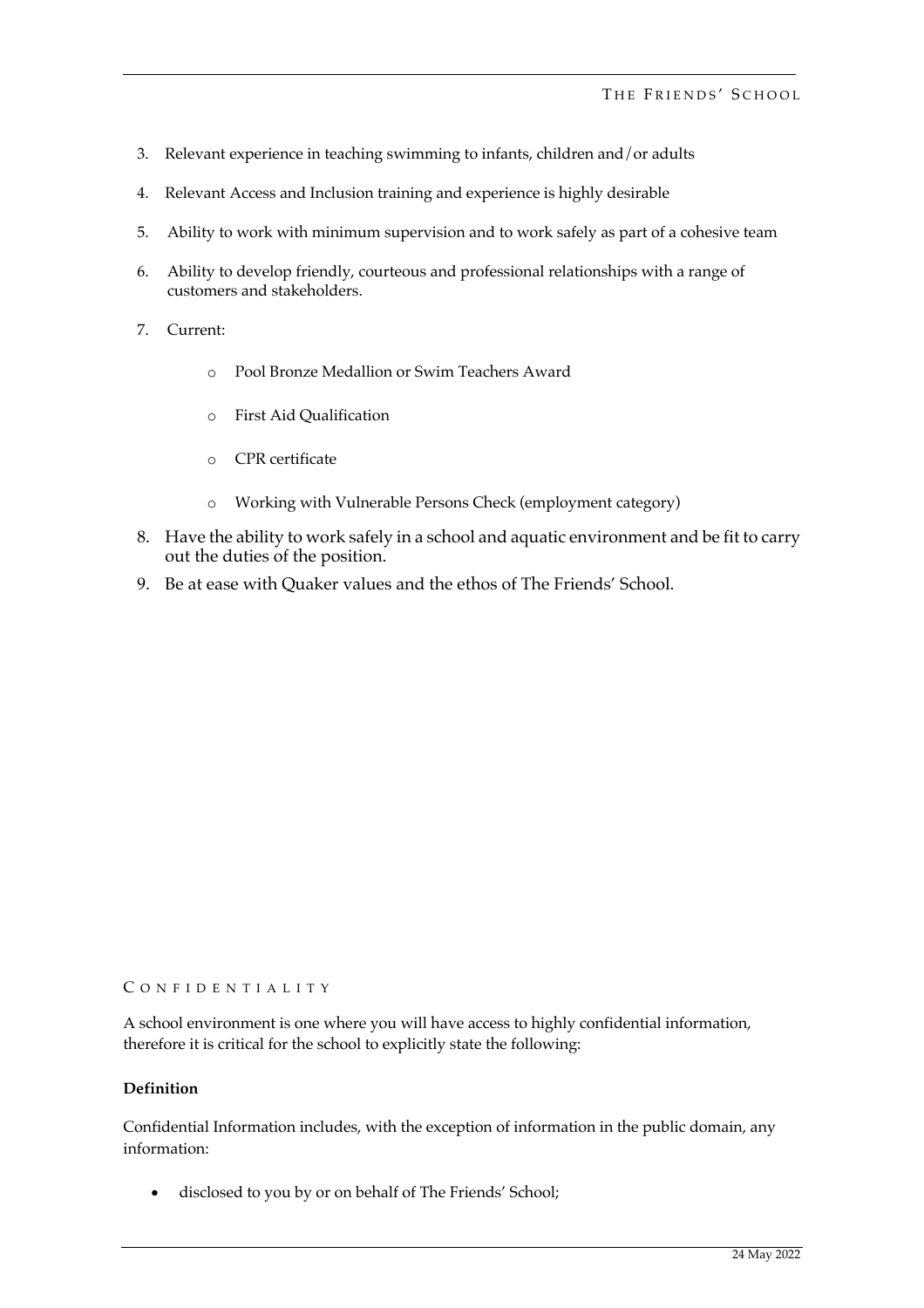3. Relevant experience in teaching swimming to infants, children and/or adults
4. Relevant Access and Inclusion training and experience is highly desirable
5. Ability to work with minimum supervision and to work safely as part of a cohesive team
6. Ability to develop friendly, courteous and professional relationships with a range of customers and stakeholders.
7. Current:
   - Pool Bronze Medallion or Swim Teachers Award
   - First Aid Qualification
   - CPR certificate
   - Working with Vulnerable Persons Check (employment category)
8. Have the ability to work safely in a school and aquatic environment and be fit to carry out the duties of the position.
9. Be at ease with Quaker values and the ethos of The Friends' School.

## CONFIDENTIALITY

A school environment is one where you will have access to highly confidential information, therefore it is critical for the school to explicitly state the following:

**Definition**

Confidential Information includes, with the exception of information in the public domain, any information:

- disclosed to you by or on behalf of The Friends' School;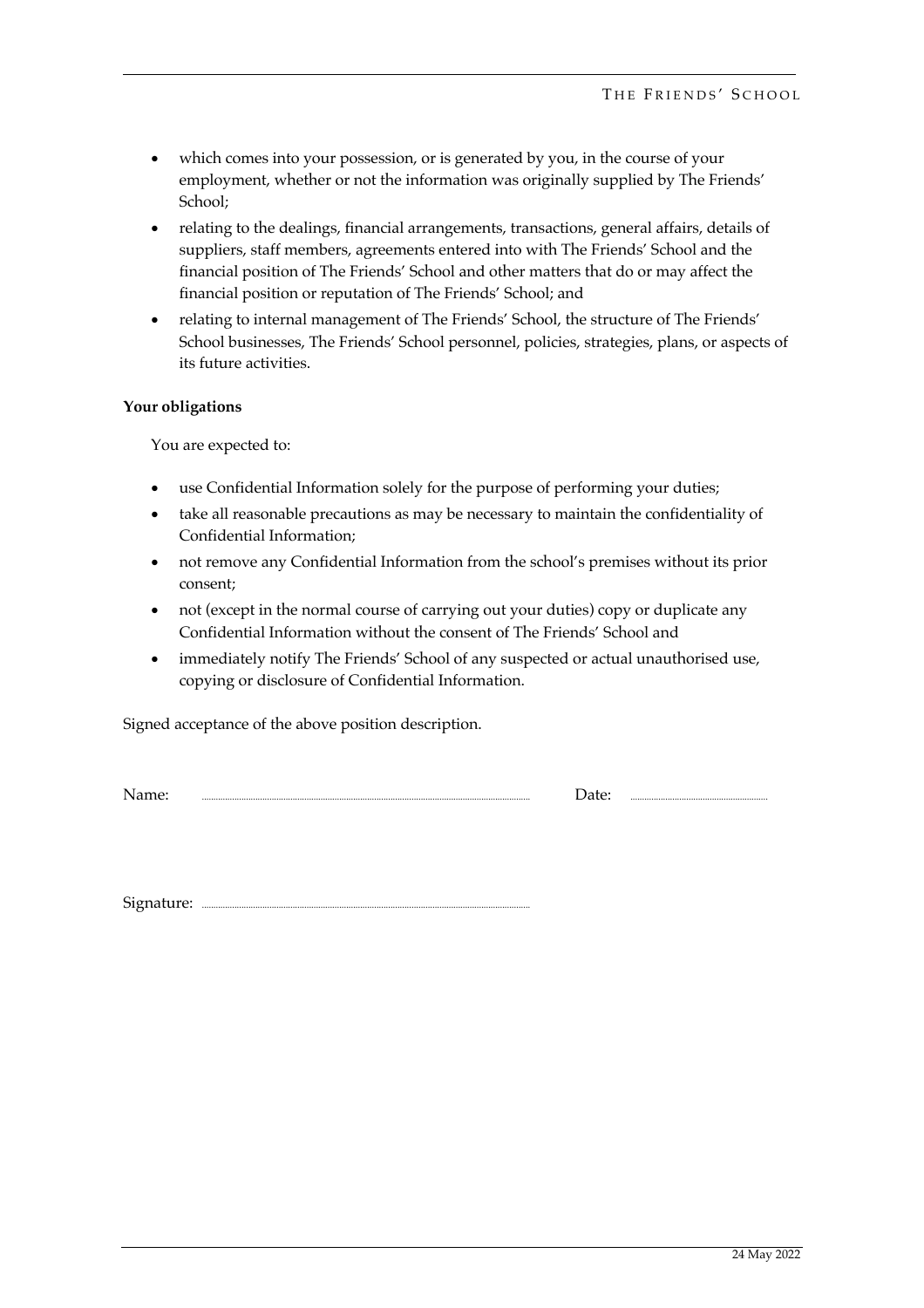- which comes into your possession, or is generated by you, in the course of your employment, whether or not the information was originally supplied by The Friends' School;
- relating to the dealings, financial arrangements, transactions, general affairs, details of suppliers, staff members, agreements entered into with The Friends' School and the financial position of The Friends' School and other matters that do or may affect the financial position or reputation of The Friends' School; and
- relating to internal management of The Friends' School, the structure of The Friends' School businesses, The Friends' School personnel, policies, strategies, plans, or aspects of its future activities.

**Your obligations**

You are expected to:

- use Confidential Information solely for the purpose of performing your duties;
- take all reasonable precautions as may be necessary to maintain the confidentiality of Confidential Information;
- not remove any Confidential Information from the school's premises without its prior consent;
- not (except in the normal course of carrying out your duties) copy or duplicate any Confidential Information without the consent of The Friends' School and
- immediately notify The Friends' School of any suspected or actual unauthorised use, copying or disclosure of Confidential Information.

Signed acceptance of the above position description.

Name: ........................................................................ Date: ....................................

Signature: ........................................................................